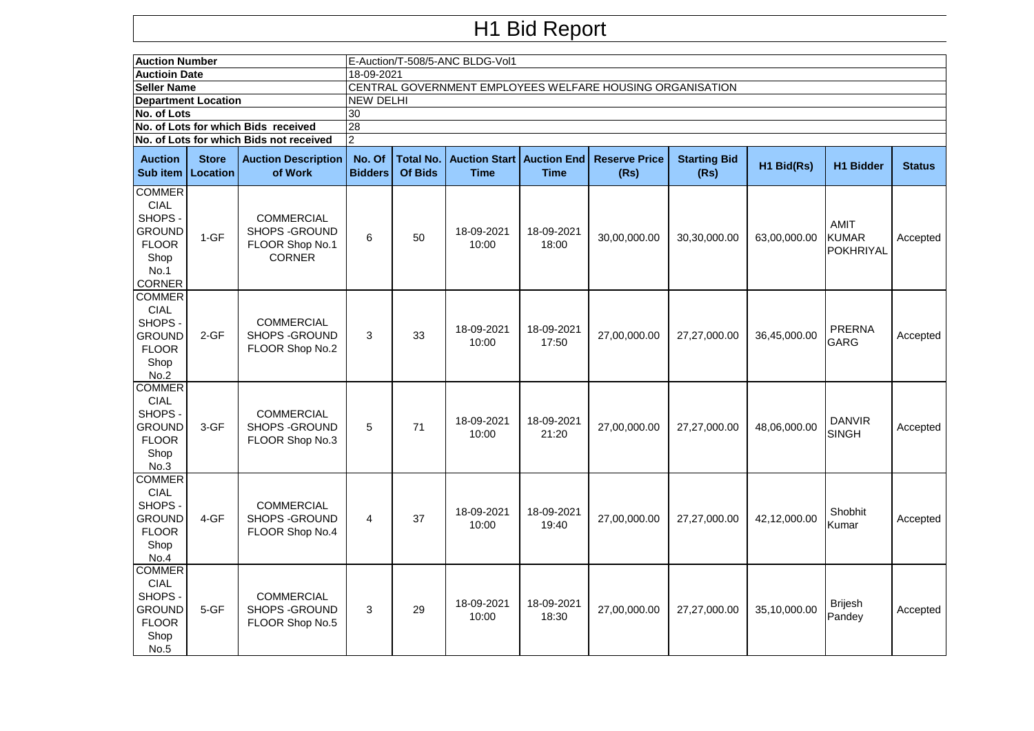# H1 Bid Report

| | |
|---|---|
| **Auction Number** | E-Auction/T-508/5-ANC BLDG-Vol1 |
| **Auctioin Date** | 18-09-2021 |
| **Seller Name** | CENTRAL GOVERNMENT EMPLOYEES WELFARE HOUSING ORGANISATION |
| **Department Location** | NEW DELHI |
| **No. of Lots** | 30 |
| **No. of Lots for which Bids received** | 28 |
| **No. of Lots for which Bids not received** | 2 |

| Auction Sub item | Store Location | Auction Description of Work | No. Of Bidders | Total No. Of Bids | Auction Start Time | Auction End Time | Reserve Price (Rs) | Starting Bid (Rs) | H1 Bid(Rs) | H1 Bidder | Status |
|---|---|---|---|---|---|---|---|---|---|---|---|
| COMMERCIAL SHOPS - GROUND FLOOR Shop No.1 CORNER | 1-GF | COMMERCIAL SHOPS -GROUND FLOOR Shop No.1 CORNER | 6 | 50 | 18-09-2021 10:00 | 18-09-2021 18:00 | 30,00,000.00 | 30,30,000.00 | 63,00,000.00 | AMIT KUMAR POKHRIYAL | Accepted |
| COMMERCIAL SHOPS - GROUND FLOOR Shop No.2 | 2-GF | COMMERCIAL SHOPS -GROUND FLOOR Shop No.2 | 3 | 33 | 18-09-2021 10:00 | 18-09-2021 17:50 | 27,00,000.00 | 27,27,000.00 | 36,45,000.00 | PRERNA GARG | Accepted |
| COMMERCIAL SHOPS - GROUND FLOOR Shop No.3 | 3-GF | COMMERCIAL SHOPS -GROUND FLOOR Shop No.3 | 5 | 71 | 18-09-2021 10:00 | 18-09-2021 21:20 | 27,00,000.00 | 27,27,000.00 | 48,06,000.00 | DANVIR SINGH | Accepted |
| COMMERCIAL SHOPS - GROUND FLOOR Shop No.4 | 4-GF | COMMERCIAL SHOPS -GROUND FLOOR Shop No.4 | 4 | 37 | 18-09-2021 10:00 | 18-09-2021 19:40 | 27,00,000.00 | 27,27,000.00 | 42,12,000.00 | Shobhit Kumar | Accepted |
| COMMERCIAL SHOPS - GROUND FLOOR Shop No.5 | 5-GF | COMMERCIAL SHOPS -GROUND FLOOR Shop No.5 | 3 | 29 | 18-09-2021 10:00 | 18-09-2021 18:30 | 27,00,000.00 | 27,27,000.00 | 35,10,000.00 | Brijesh Pandey | Accepted |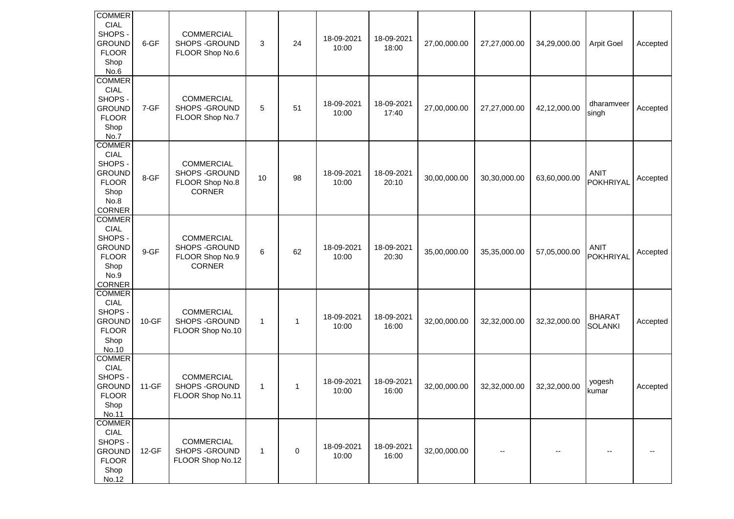| | | | | | | | | | | | |
|---|---|---|---|---|---|---|---|---|---|---|---|
| COMMERCIAL SHOPS - GROUND FLOOR Shop No.6 | 6-GF | COMMERCIAL SHOPS -GROUND FLOOR Shop No.6 | 3 | 24 | 18-09-2021 10:00 | 18-09-2021 18:00 | 27,00,000.00 | 27,27,000.00 | 34,29,000.00 | Arpit Goel | Accepted |
| COMMERCIAL SHOPS - GROUND FLOOR Shop No.7 | 7-GF | COMMERCIAL SHOPS -GROUND FLOOR Shop No.7 | 5 | 51 | 18-09-2021 10:00 | 18-09-2021 17:40 | 27,00,000.00 | 27,27,000.00 | 42,12,000.00 | dharamveer singh | Accepted |
| COMMERCIAL SHOPS - GROUND FLOOR Shop No.8 CORNER | 8-GF | COMMERCIAL SHOPS -GROUND FLOOR Shop No.8 CORNER | 10 | 98 | 18-09-2021 10:00 | 18-09-2021 20:10 | 30,00,000.00 | 30,30,000.00 | 63,60,000.00 | ANIT POKHRIYAL | Accepted |
| COMMERCIAL SHOPS - GROUND FLOOR Shop No.9 CORNER | 9-GF | COMMERCIAL SHOPS -GROUND FLOOR Shop No.9 CORNER | 6 | 62 | 18-09-2021 10:00 | 18-09-2021 20:30 | 35,00,000.00 | 35,35,000.00 | 57,05,000.00 | ANIT POKHRIYAL | Accepted |
| COMMERCIAL SHOPS - GROUND FLOOR Shop No.10 | 10-GF | COMMERCIAL SHOPS -GROUND FLOOR Shop No.10 | 1 | 1 | 18-09-2021 10:00 | 18-09-2021 16:00 | 32,00,000.00 | 32,32,000.00 | 32,32,000.00 | BHARAT SOLANKI | Accepted |
| COMMERCIAL SHOPS - GROUND FLOOR Shop No.11 | 11-GF | COMMERCIAL SHOPS -GROUND FLOOR Shop No.11 | 1 | 1 | 18-09-2021 10:00 | 18-09-2021 16:00 | 32,00,000.00 | 32,32,000.00 | 32,32,000.00 | yogesh kumar | Accepted |
| COMMERCIAL SHOPS - GROUND FLOOR Shop No.12 | 12-GF | COMMERCIAL SHOPS -GROUND FLOOR Shop No.12 | 1 | 0 | 18-09-2021 10:00 | 18-09-2021 16:00 | 32,00,000.00 | -- | -- | -- | -- |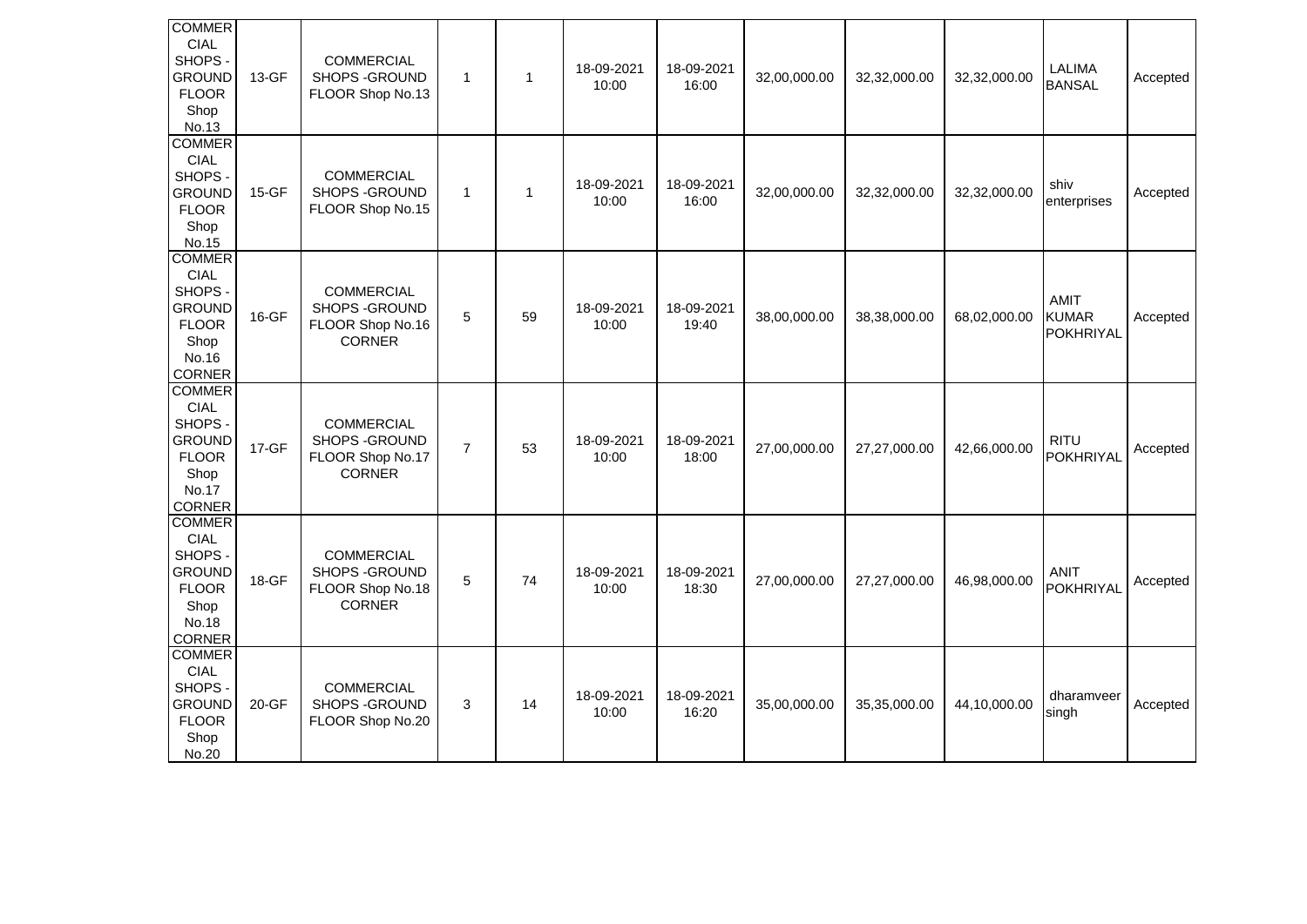| | | | | | | | | | | | |
|---|---|---|---|---|---|---|---|---|---|---|---|
| COMMERCIAL SHOPS - GROUND FLOOR Shop No.13 | 13-GF | COMMERCIAL SHOPS -GROUND FLOOR Shop No.13 | 1 | 1 | 18-09-2021 10:00 | 18-09-2021 16:00 | 32,00,000.00 | 32,32,000.00 | 32,32,000.00 | LALIMA BANSAL | Accepted |
| COMMERCIAL SHOPS - GROUND FLOOR Shop No.15 | 15-GF | COMMERCIAL SHOPS -GROUND FLOOR Shop No.15 | 1 | 1 | 18-09-2021 10:00 | 18-09-2021 16:00 | 32,00,000.00 | 32,32,000.00 | 32,32,000.00 | shiv enterprises | Accepted |
| COMMERCIAL SHOPS - GROUND FLOOR Shop No.16 CORNER | 16-GF | COMMERCIAL SHOPS -GROUND FLOOR Shop No.16 CORNER | 5 | 59 | 18-09-2021 10:00 | 18-09-2021 19:40 | 38,00,000.00 | 38,38,000.00 | 68,02,000.00 | AMIT KUMAR POKHRIYAL | Accepted |
| COMMERCIAL SHOPS - GROUND FLOOR Shop No.17 CORNER | 17-GF | COMMERCIAL SHOPS -GROUND FLOOR Shop No.17 CORNER | 7 | 53 | 18-09-2021 10:00 | 18-09-2021 18:00 | 27,00,000.00 | 27,27,000.00 | 42,66,000.00 | RITU POKHRIYAL | Accepted |
| COMMERCIAL SHOPS - GROUND FLOOR Shop No.18 CORNER | 18-GF | COMMERCIAL SHOPS -GROUND FLOOR Shop No.18 CORNER | 5 | 74 | 18-09-2021 10:00 | 18-09-2021 18:30 | 27,00,000.00 | 27,27,000.00 | 46,98,000.00 | ANIT POKHRIYAL | Accepted |
| COMMERCIAL SHOPS - GROUND FLOOR Shop No.20 | 20-GF | COMMERCIAL SHOPS -GROUND FLOOR Shop No.20 | 3 | 14 | 18-09-2021 10:00 | 18-09-2021 16:20 | 35,00,000.00 | 35,35,000.00 | 44,10,000.00 | dharamveer singh | Accepted |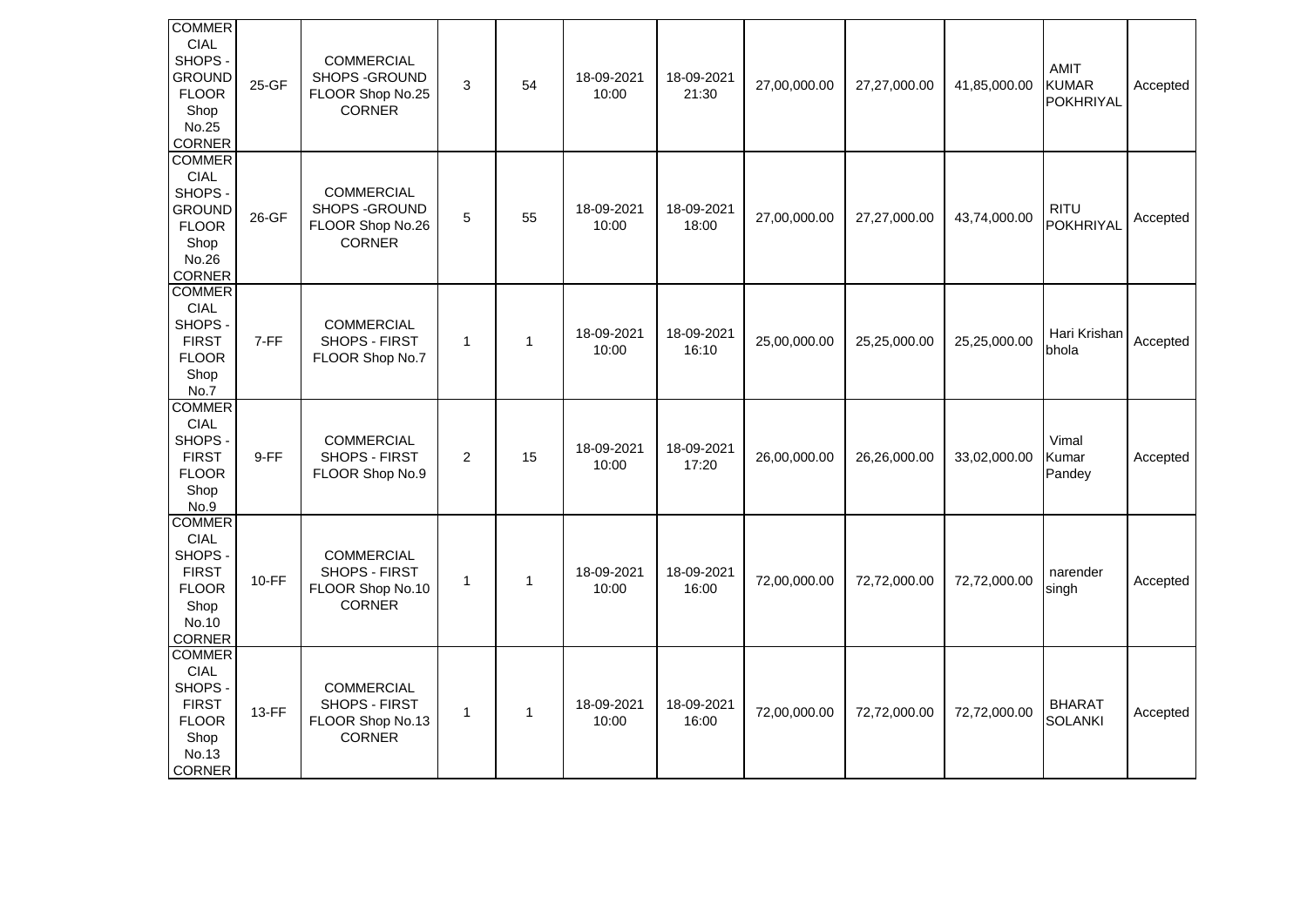| COMMERCIAL SHOPS - GROUND FLOOR Shop No.25 CORNER | 25-GF | COMMERCIAL SHOPS -GROUND FLOOR Shop No.25 CORNER | 3 | 54 | 18-09-2021 10:00 | 18-09-2021 21:30 | 27,00,000.00 | 27,27,000.00 | 41,85,000.00 | AMIT KUMAR POKHRIYAL | Accepted |
|---|---|---|---|---|---|---|---|---|---|---|---|
| COMMERCIAL SHOPS - GROUND FLOOR Shop No.26 CORNER | 26-GF | COMMERCIAL SHOPS -GROUND FLOOR Shop No.26 CORNER | 5 | 55 | 18-09-2021 10:00 | 18-09-2021 18:00 | 27,00,000.00 | 27,27,000.00 | 43,74,000.00 | RITU POKHRIYAL | Accepted |
| COMMERCIAL SHOPS - FIRST FLOOR Shop No.7 | 7-FF | COMMERCIAL SHOPS - FIRST FLOOR Shop No.7 | 1 | 1 | 18-09-2021 10:00 | 18-09-2021 16:10 | 25,00,000.00 | 25,25,000.00 | 25,25,000.00 | Hari Krishan bhola | Accepted |
| COMMERCIAL SHOPS - FIRST FLOOR Shop No.9 | 9-FF | COMMERCIAL SHOPS - FIRST FLOOR Shop No.9 | 2 | 15 | 18-09-2021 10:00 | 18-09-2021 17:20 | 26,00,000.00 | 26,26,000.00 | 33,02,000.00 | Vimal Kumar Pandey | Accepted |
| COMMERCIAL SHOPS - FIRST FLOOR Shop No.10 CORNER | 10-FF | COMMERCIAL SHOPS - FIRST FLOOR Shop No.10 CORNER | 1 | 1 | 18-09-2021 10:00 | 18-09-2021 16:00 | 72,00,000.00 | 72,72,000.00 | 72,72,000.00 | narender singh | Accepted |
| COMMERCIAL SHOPS - FIRST FLOOR Shop No.13 CORNER | 13-FF | COMMERCIAL SHOPS - FIRST FLOOR Shop No.13 CORNER | 1 | 1 | 18-09-2021 10:00 | 18-09-2021 16:00 | 72,00,000.00 | 72,72,000.00 | 72,72,000.00 | BHARAT SOLANKI | Accepted |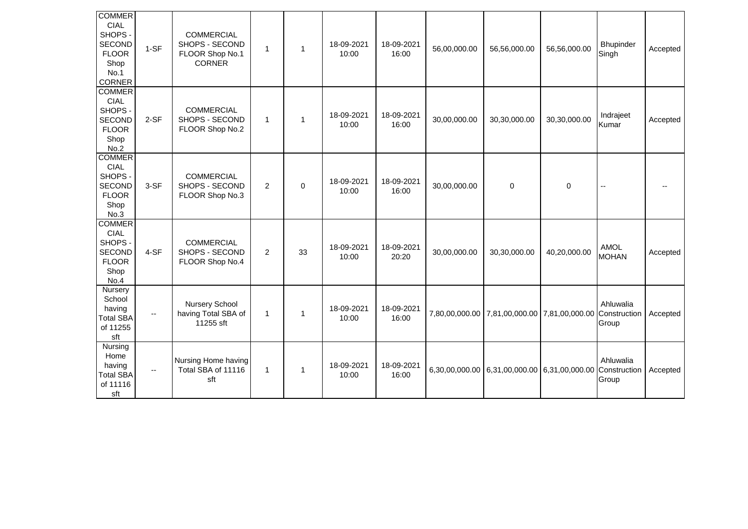| | | | | | | | | | | | |
|---|---|---|---|---|---|---|---|---|---|---|---|
| COMMERCIAL SHOPS - SECOND FLOOR Shop No.1 CORNER | 1-SF | COMMERCIAL SHOPS - SECOND FLOOR Shop No.1 CORNER | 1 | 1 | 18-09-2021 10:00 | 18-09-2021 16:00 | 56,00,000.00 | 56,56,000.00 | 56,56,000.00 | Bhupinder Singh | Accepted |
| COMMERCIAL SHOPS - SECOND FLOOR Shop No.2 | 2-SF | COMMERCIAL SHOPS - SECOND FLOOR Shop No.2 | 1 | 1 | 18-09-2021 10:00 | 18-09-2021 16:00 | 30,00,000.00 | 30,30,000.00 | 30,30,000.00 | Indrajeet Kumar | Accepted |
| COMMERCIAL SHOPS - SECOND FLOOR Shop No.3 | 3-SF | COMMERCIAL SHOPS - SECOND FLOOR Shop No.3 | 2 | 0 | 18-09-2021 10:00 | 18-09-2021 16:00 | 30,00,000.00 | 0 | 0 | -- | -- |
| COMMERCIAL SHOPS - SECOND FLOOR Shop No.4 | 4-SF | COMMERCIAL SHOPS - SECOND FLOOR Shop No.4 | 2 | 33 | 18-09-2021 10:00 | 18-09-2021 20:20 | 30,00,000.00 | 30,30,000.00 | 40,20,000.00 | AMOL MOHAN | Accepted |
| Nursery School having Total SBA of 11255 sft | -- | Nursery School having Total SBA of 11255 sft | 1 | 1 | 18-09-2021 10:00 | 18-09-2021 16:00 | 7,80,00,000.00 | 7,81,00,000.00 | 7,81,00,000.00 | Ahluwalia Construction Group | Accepted |
| Nursing Home having Total SBA of 11116 sft | -- | Nursing Home having Total SBA of 11116 sft | 1 | 1 | 18-09-2021 10:00 | 18-09-2021 16:00 | 6,30,00,000.00 | 6,31,00,000.00 | 6,31,00,000.00 | Ahluwalia Construction Group | Accepted |